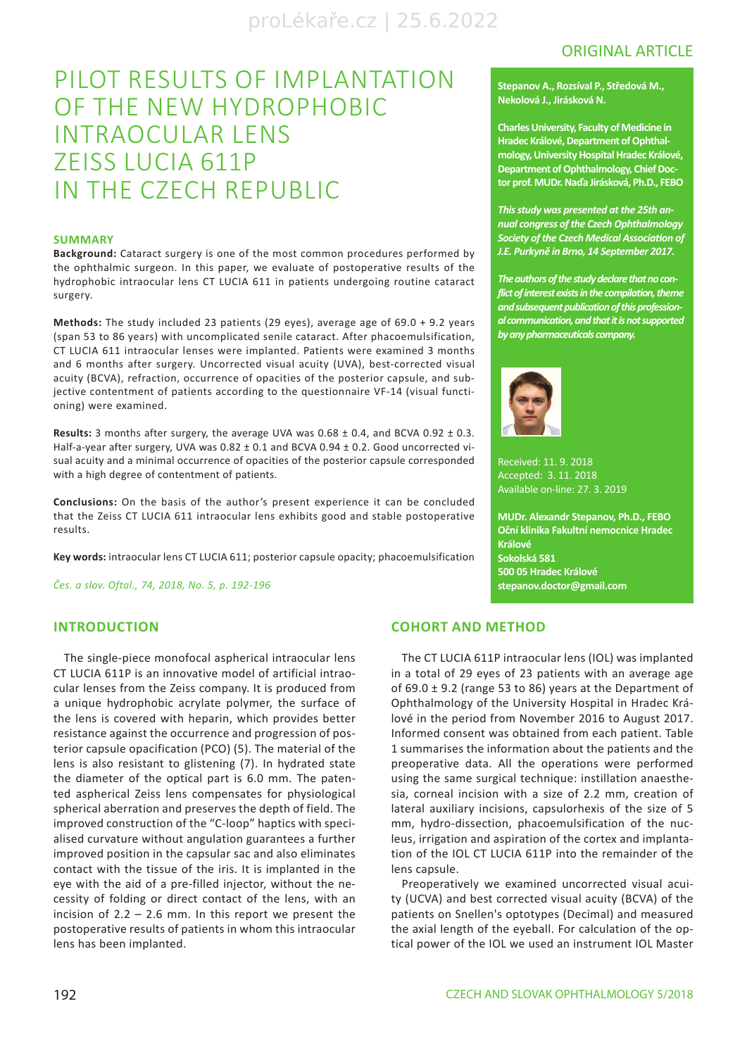ORIGINAL ARTICLE

# PILOT RESULTS OF IMPLANTATION OF THE NEW HYDROPHOBIC INTRAOCULAR LENS ZEISS LUCIA 611P IN THE CZECH REPUBLIC

**Stepanov A., Rozsíval P., Středová M., Nekolová J., Jirásková N.**

**Charles University, Faculty of Medicine in Hradec Králové, Department of Ophthalmology, University Hospital Hradec Králové, Department of Ophthalmology, Chief Doctor prof. MUDr. Naďa Jirásková, Ph.D., FEBO**

***This study was presented at the 25th annual congress of the Czech Ophthalmology Society of the Czech Medical Association of J.E. Purkyně in Brno, 14 September 2017.***

***The authors of the study declare that no conflict of interest exists in the compilation, theme and subsequent publication of this professional communication, and that it is not supported by any pharmaceuticals company.***

Received: 11. 9. 2018
Accepted: 3. 11. 2018
Available on-line: 27. 3. 2019

**MUDr. Alexandr Stepanov, Ph.D., FEBO**
**Oční klinika Fakultní nemocnice Hradec Králové**
**Sokolská 581**
**500 05 Hradec Králové**
**stepanov.doctor@gmail.com**

## SUMMARY

**Background:** Cataract surgery is one of the most common procedures performed by the ophthalmic surgeon. In this paper, we evaluate of postoperative results of the hydrophobic intraocular lens CT LUCIA 611 in patients undergoing routine cataract surgery.

**Methods:** The study included 23 patients (29 eyes), average age of 69.0 + 9.2 years (span 53 to 86 years) with uncomplicated senile cataract. After phacoemulsification, CT LUCIA 611 intraocular lenses were implanted. Patients were examined 3 months and 6 months after surgery. Uncorrected visual acuity (UVA), best-corrected visual acuity (BCVA), refraction, occurrence of opacities of the posterior capsule, and subjective contentment of patients according to the questionnaire VF-14 (visual functioning) were examined.

**Results:** 3 months after surgery, the average UVA was 0.68 ± 0.4, and BCVA 0.92 ± 0.3. Half-a-year after surgery, UVA was 0.82 ± 0.1 and BCVA 0.94 ± 0.2. Good uncorrected visual acuity and a minimal occurrence of opacities of the posterior capsule corresponded with a high degree of contentment of patients.

**Conclusions:** On the basis of the author's present experience it can be concluded that the Zeiss CT LUCIA 611 intraocular lens exhibits good and stable postoperative results.

**Key words:** intraocular lens CT LUCIA 611; posterior capsule opacity; phacoemulsification

*Čes. a slov. Oftal., 74, 2018, No. 5, p. 192-196*

## INTRODUCTION

The single-piece monofocal aspherical intraocular lens CT LUCIA 611P is an innovative model of artificial intraocular lenses from the Zeiss company. It is produced from a unique hydrophobic acrylate polymer, the surface of the lens is covered with heparin, which provides better resistance against the occurrence and progression of posterior capsule opacification (PCO) (5). The material of the lens is also resistant to glistening (7). In hydrated state the diameter of the optical part is 6.0 mm. The patented aspherical Zeiss lens compensates for physiological spherical aberration and preserves the depth of field. The improved construction of the "C-loop" haptics with specialised curvature without angulation guarantees a further improved position in the capsular sac and also eliminates contact with the tissue of the iris. It is implanted in the eye with the aid of a pre-filled injector, without the necessity of folding or direct contact of the lens, with an incision of 2.2 – 2.6 mm. In this report we present the postoperative results of patients in whom this intraocular lens has been implanted.

## COHORT AND METHOD

The CT LUCIA 611P intraocular lens (IOL) was implanted in a total of 29 eyes of 23 patients with an average age of 69.0 ± 9.2 (range 53 to 86) years at the Department of Ophthalmology of the University Hospital in Hradec Králové in the period from November 2016 to August 2017. Informed consent was obtained from each patient. Table 1 summarises the information about the patients and the preoperative data. All the operations were performed using the same surgical technique: instillation anaesthesia, corneal incision with a size of 2.2 mm, creation of lateral auxiliary incisions, capsulorhexis of the size of 5 mm, hydro-dissection, phacoemulsification of the nucleus, irrigation and aspiration of the cortex and implantation of the IOL CT LUCIA 611P into the remainder of the lens capsule.

Preoperatively we examined uncorrected visual acuity (UCVA) and best corrected visual acuity (BCVA) of the patients on Snellen's optotypes (Decimal) and measured the axial length of the eyeball. For calculation of the optical power of the IOL we used an instrument IOL Master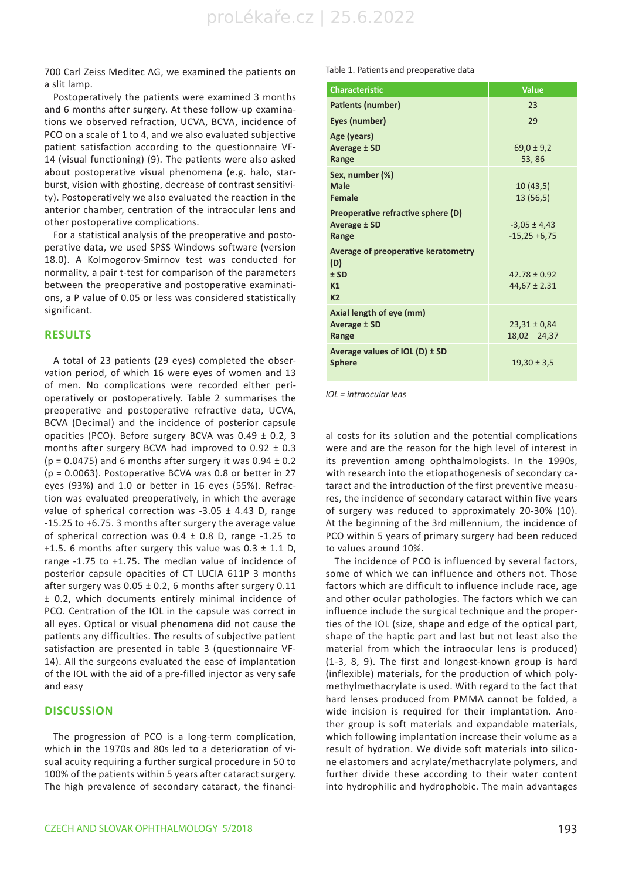700 Carl Zeiss Meditec AG, we examined the patients on a slit lamp.

Postoperatively the patients were examined 3 months and 6 months after surgery. At these follow-up examinations we observed refraction, UCVA, BCVA, incidence of PCO on a scale of 1 to 4, and we also evaluated subjective patient satisfaction according to the questionnaire VF-14 (visual functioning) (9). The patients were also asked about postoperative visual phenomena (e.g. halo, starburst, vision with ghosting, decrease of contrast sensitivity). Postoperatively we also evaluated the reaction in the anterior chamber, centration of the intraocular lens and other postoperative complications.

For a statistical analysis of the preoperative and postoperative data, we used SPSS Windows software (version 18.0). A Kolmogorov-Smirnov test was conducted for normality, a pair t-test for comparison of the parameters between the preoperative and postoperative examinations, a P value of 0.05 or less was considered statistically significant.

## RESULTS

A total of 23 patients (29 eyes) completed the observation period, of which 16 were eyes of women and 13 of men. No complications were recorded either perioperatively or postoperatively. Table 2 summarises the preoperative and postoperative refractive data, UCVA, BCVA (Decimal) and the incidence of posterior capsule opacities (PCO). Before surgery BCVA was 0.49 ± 0.2, 3 months after surgery BCVA had improved to 0.92 ± 0.3 ($p = 0.0475$) and 6 months after surgery it was 0.94 ± 0.2 ($p = 0.0063$). Postoperative BCVA was 0.8 or better in 27 eyes (93%) and 1.0 or better in 16 eyes (55%). Refraction was evaluated preoperatively, in which the average value of spherical correction was -3.05 ± 4.43 D, range -15.25 to +6.75. 3 months after surgery the average value of spherical correction was 0.4 ± 0.8 D, range -1.25 to +1.5. 6 months after surgery this value was 0.3 ± 1.1 D, range -1.75 to +1.75. The median value of incidence of posterior capsule opacities of CT LUCIA 611P 3 months after surgery was 0.05 ± 0.2, 6 months after surgery 0.11 ± 0.2, which documents entirely minimal incidence of PCO. Centration of the IOL in the capsule was correct in all eyes. Optical or visual phenomena did not cause the patients any difficulties. The results of subjective patient satisfaction are presented in table 3 (questionnaire VF-14). All the surgeons evaluated the ease of implantation of the IOL with the aid of a pre-filled injector as very safe and easy

## DISCUSSION

The progression of PCO is a long-term complication, which in the 1970s and 80s led to a deterioration of visual acuity requiring a further surgical procedure in 50 to 100% of the patients within 5 years after cataract surgery. The high prevalence of secondary cataract, the financial costs for its solution and the potential complications were and are the reason for the high level of interest in its prevention among ophthalmologists. In the 1990s, with research into the etiopathogenesis of secondary cataract and the introduction of the first preventive measures, the incidence of secondary cataract within five years of surgery was reduced to approximately 20-30% (10). At the beginning of the 3rd millennium, the incidence of PCO within 5 years of primary surgery had been reduced to values around 10%.

The incidence of PCO is influenced by several factors, some of which we can influence and others not. Those factors which are difficult to influence include race, age and other ocular pathologies. The factors which we can influence include the surgical technique and the properties of the IOL (size, shape and edge of the optical part, shape of the haptic part and last but not least also the material from which the intraocular lens is produced) (1-3, 8, 9). The first and longest-known group is hard (inflexible) materials, for the production of which polymethylmethacrylate is used. With regard to the fact that hard lenses produced from PMMA cannot be folded, a wide incision is required for their implantation. Another group is soft materials and expandable materials, which following implantation increase their volume as a result of hydration. We divide soft materials into silicone elastomers and acrylate/methacrylate polymers, and further divide these according to their water content into hydrophilic and hydrophobic. The main advantages

Table 1. Patients and preoperative data

| Characteristic | Value |
|---|---|
| **Patients (number)** | 23 |
| **Eyes (number)** | 29 |
| **Age (years)**<br>**Average ± SD**<br>**Range** | <br>69,0 ± 9,2<br>53, 86 |
| **Sex, number (%)**<br>**Male**<br>**Female** | <br>10 (43,5)<br>13 (56,5) |
| **Preoperative refractive sphere (D)**<br>**Average ± SD**<br>**Range** | <br>-3,05 ± 4,43<br>-15,25 +6,75 |
| **Average of preoperative keratometry (D)**<br>**± SD**<br>**K1**<br>**K2** | <br>42.78 ± 0.92<br>44,67 ± 2.31 |
| **Axial length of eye (mm)**<br>**Average ± SD**<br>**Range** | <br>23,31 ± 0,84<br>18,02 24,37 |
| **Average values of IOL (D) ± SD**<br>**Sphere** | 19,30 ± 3,5 |

*IOL = intraocular lens*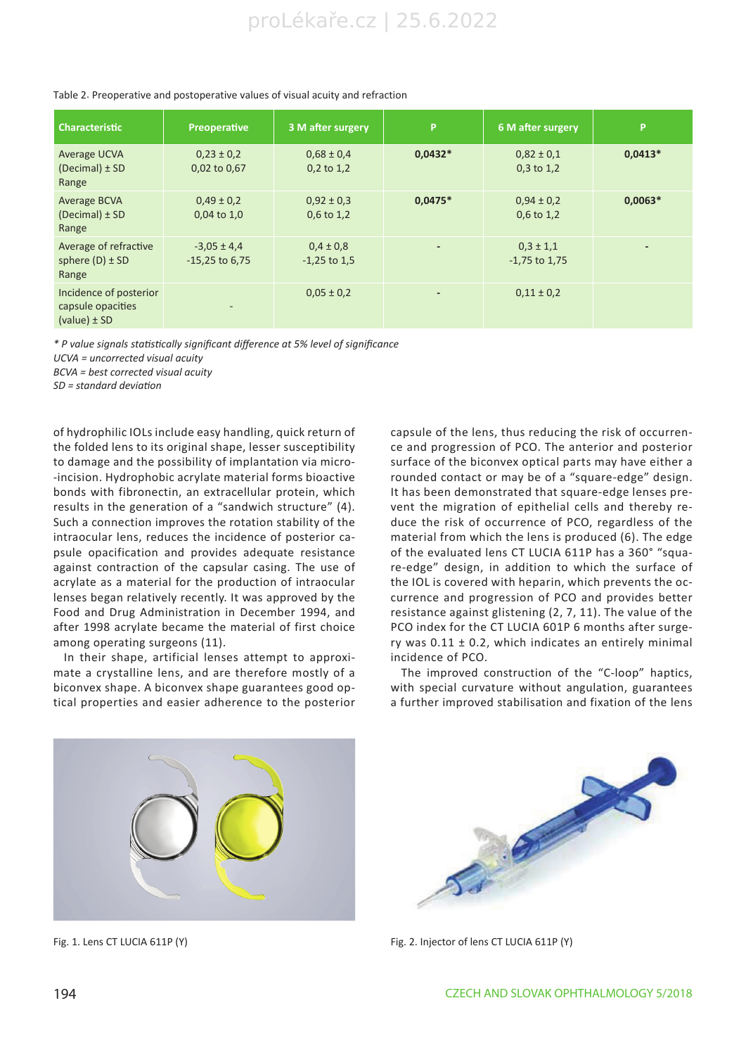Table 2. Preoperative and postoperative values of visual acuity and refraction

| Characteristic | Preoperative | 3 M after surgery | P | 6 M after surgery | P |
|---|---|---|---|---|---|
| Average UCVA (Decimal) ± SD Range | 0,23 ± 0,2<br>0,02 to 0,67 | 0,68 ± 0,4<br>0,2 to 1,2 | **0,0432*** | 0,82 ± 0,1<br>0,3 to 1,2 | **0,0413*** |
| Average BCVA (Decimal) ± SD Range | 0,49 ± 0,2<br>0,04 to 1,0 | 0,92 ± 0,3<br>0,6 to 1,2 | **0,0475*** | 0,94 ± 0,2<br>0,6 to 1,2 | **0,0063*** |
| Average of refractive sphere (D) ± SD Range | -3,05 ± 4,4<br>-15,25 to 6,75 | 0,4 ± 0,8<br>-1,25 to 1,5 | - | 0,3 ± 1,1<br>-1,75 to 1,75 | - |
| Incidence of posterior capsule opacities (value) ± SD | - | 0,05 ± 0,2 | - | 0,11 ± 0,2 | |

*\* P value signals statistically significant difference at 5% level of significance*
*UCVA = uncorrected visual acuity*
*BCVA = best corrected visual acuity*
*SD = standard deviation*

of hydrophilic IOLs include easy handling, quick return of the folded lens to its original shape, lesser susceptibility to damage and the possibility of implantation via micro-incision. Hydrophobic acrylate material forms bioactive bonds with fibronectin, an extracellular protein, which results in the generation of a "sandwich structure" (4). Such a connection improves the rotation stability of the intraocular lens, reduces the incidence of posterior capsule opacification and provides adequate resistance against contraction of the capsular casing. The use of acrylate as a material for the production of intraocular lenses began relatively recently. It was approved by the Food and Drug Administration in December 1994, and after 1998 acrylate became the material of first choice among operating surgeons (11).

In their shape, artificial lenses attempt to approximate a crystalline lens, and are therefore mostly of a biconvex shape. A biconvex shape guarantees good optical properties and easier adherence to the posterior capsule of the lens, thus reducing the risk of occurrence and progression of PCO. The anterior and posterior surface of the biconvex optical parts may have either a rounded contact or may be of a "square-edge" design. It has been demonstrated that square-edge lenses prevent the migration of epithelial cells and thereby reduce the risk of occurrence of PCO, regardless of the material from which the lens is produced (6). The edge of the evaluated lens CT LUCIA 611P has a 360° "square-edge" design, in addition to which the surface of the IOL is covered with heparin, which prevents the occurrence and progression of PCO and provides better resistance against glistening (2, 7, 11). The value of the PCO index for the CT LUCIA 601P 6 months after surgery was 0.11 ± 0.2, which indicates an entirely minimal incidence of PCO.

The improved construction of the "C-loop" haptics, with special curvature without angulation, guarantees a further improved stabilisation and fixation of the lens

Fig. 1. Lens CT LUCIA 611P (Y)

Fig. 2. Injector of lens CT LUCIA 611P (Y)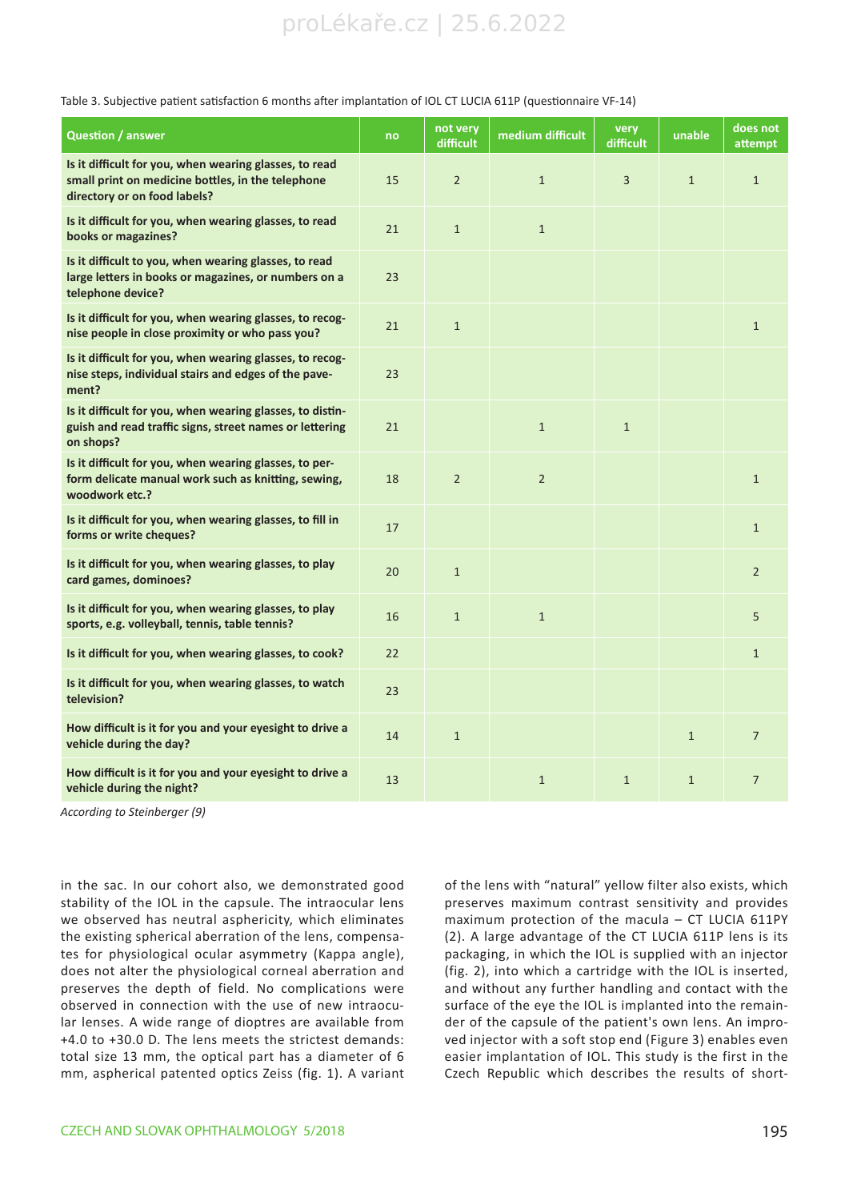Table 3. Subjective patient satisfaction 6 months after implantation of IOL CT LUCIA 611P (questionnaire VF-14)

| Question / answer | no | not very difficult | medium difficult | very difficult | unable | does not attempt |
|---|---|---|---|---|---|---|
| Is it difficult for you, when wearing glasses, to read small print on medicine bottles, in the telephone directory or on food labels? | 15 | 2 | 1 | 3 | 1 | 1 |
| Is it difficult for you, when wearing glasses, to read books or magazines? | 21 | 1 | 1 | | | |
| Is it difficult to you, when wearing glasses, to read large letters in books or magazines, or numbers on a telephone device? | 23 | | | | | |
| Is it difficult for you, when wearing glasses, to recognise people in close proximity or who pass you? | 21 | 1 | | | | 1 |
| Is it difficult for you, when wearing glasses, to recognise steps, individual stairs and edges of the pavement? | 23 | | | | | |
| Is it difficult for you, when wearing glasses, to distinguish and read traffic signs, street names or lettering on shops? | 21 | | 1 | 1 | | |
| Is it difficult for you, when wearing glasses, to perform delicate manual work such as knitting, sewing, woodwork etc.? | 18 | 2 | 2 | | | 1 |
| Is it difficult for you, when wearing glasses, to fill in forms or write cheques? | 17 | | | | | 1 |
| Is it difficult for you, when wearing glasses, to play card games, dominoes? | 20 | 1 | | | | 2 |
| Is it difficult for you, when wearing glasses, to play sports, e.g. volleyball, tennis, table tennis? | 16 | 1 | 1 | | | 5 |
| Is it difficult for you, when wearing glasses, to cook? | 22 | | | | | 1 |
| Is it difficult for you, when wearing glasses, to watch television? | 23 | | | | | |
| How difficult is it for you and your eyesight to drive a vehicle during the day? | 14 | 1 | | | 1 | 7 |
| How difficult is it for you and your eyesight to drive a vehicle during the night? | 13 | | 1 | 1 | 1 | 7 |

*According to Steinberger (9)*

in the sac. In our cohort also, we demonstrated good stability of the IOL in the capsule. The intraocular lens we observed has neutral asphericity, which eliminates the existing spherical aberration of the lens, compensates for physiological ocular asymmetry (Kappa angle), does not alter the physiological corneal aberration and preserves the depth of field. No complications were observed in connection with the use of new intraocular lenses. A wide range of dioptres are available from +4.0 to +30.0 D. The lens meets the strictest demands: total size 13 mm, the optical part has a diameter of 6 mm, aspherical patented optics Zeiss (fig. 1). A variant of the lens with "natural" yellow filter also exists, which preserves maximum contrast sensitivity and provides maximum protection of the macula – CT LUCIA 611PY (2). A large advantage of the CT LUCIA 611P lens is its packaging, in which the IOL is supplied with an injector (fig. 2), into which a cartridge with the IOL is inserted, and without any further handling and contact with the surface of the eye the IOL is implanted into the remainder of the capsule of the patient's own lens. An improved injector with a soft stop end (Figure 3) enables even easier implantation of IOL. This study is the first in the Czech Republic which describes the results of short-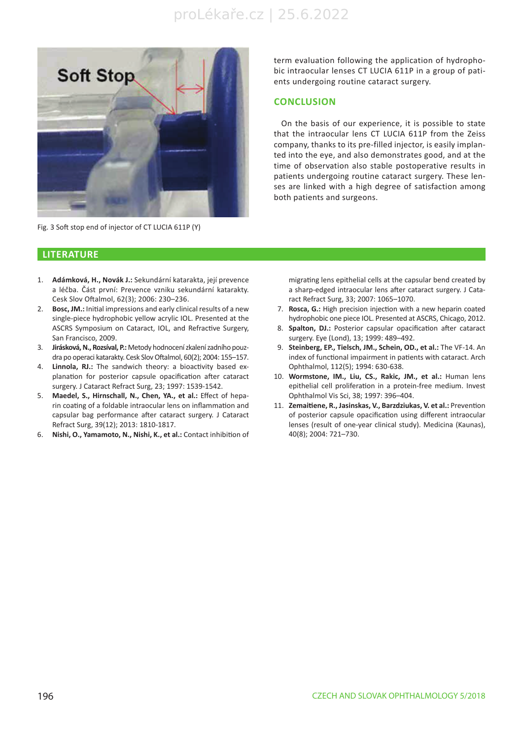Fig. 3 Soft stop end of injector of CT LUCIA 611P (Y)

term evaluation following the application of hydrophobic intraocular lenses CT LUCIA 611P in a group of patients undergoing routine cataract surgery.

## CONCLUSION

On the basis of our experience, it is possible to state that the intraocular lens CT LUCIA 611P from the Zeiss company, thanks to its pre-filled injector, is easily implanted into the eye, and also demonstrates good, and at the time of observation also stable postoperative results in patients undergoing routine cataract surgery. These lenses are linked with a high degree of satisfaction among both patients and surgeons.

## LITERATURE

1. **Adámková, H., Novák J.:** Sekundární katarakta, její prevence a léčba. Část první: Prevence vzniku sekundární katarakty. Cesk Slov Oftalmol, 62(3); 2006: 230–236.
2. **Bosc, JM.:** Initial impressions and early clinical results of a new single-piece hydrophobic yellow acrylic IOL. Presented at the ASCRS Symposium on Cataract, IOL, and Refractive Surgery, San Francisco, 2009.
3. **Jirásková, N., Rozsíval, P.:** Metody hodnocení zkalení zadního pouzdra po operaci katarakty. Cesk Slov Oftalmol, 60(2); 2004: 155–157.
4. **Linnola, RJ.:** The sandwich theory: a bioactivity based explanation for posterior capsule opacification after cataract surgery. J Cataract Refract Surg, 23; 1997: 1539-1542.
5. **Maedel, S., Hirnschall, N., Chen, YA., et al.:** Effect of heparin coating of a foldable intraocular lens on inflammation and capsular bag performance after cataract surgery. J Cataract Refract Surg, 39(12); 2013: 1810-1817.
6. **Nishi, O., Yamamoto, N., Nishi, K., et al.:** Contact inhibition of migrating lens epithelial cells at the capsular bend created by a sharp-edged intraocular lens after cataract surgery. J Cataract Refract Surg, 33; 2007: 1065–1070.
7. **Rosca, G.:** High precision injection with a new heparin coated hydrophobic one piece IOL. Presented at ASCRS, Chicago, 2012.
8. **Spalton, DJ.:** Posterior capsular opacification after cataract surgery. Eye (Lond), 13; 1999: 489–492.
9. **Steinberg, EP., Tielsch, JM., Schein, OD., et al.:** The VF-14. An index of functional impairment in patients with cataract. Arch Ophthalmol, 112(5); 1994: 630-638.
10. **Wormstone, IM., Liu, CS., Rakic, JM., et al.:** Human lens epithelial cell proliferation in a protein-free medium. Invest Ophthalmol Vis Sci, 38; 1997: 396–404.
11. **Zemaitiene, R., Jasinskas, V., Barzdziukas, V. et al.:** Prevention of posterior capsule opacification using different intraocular lenses (result of one-year clinical study). Medicina (Kaunas), 40(8); 2004: 721–730.